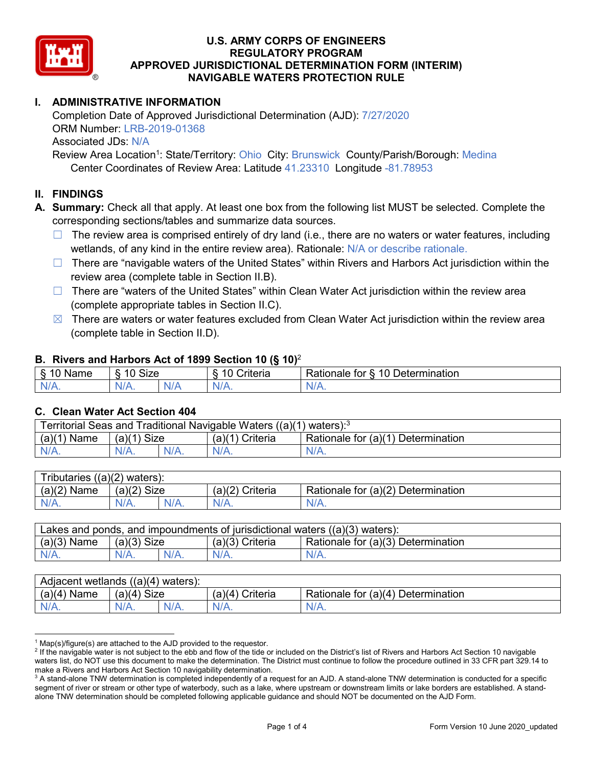# U.S. ARMY CORPS OF ENGINEERS
# REGULATORY PROGRAM
# APPROVED JURISDICTIONAL DETERMINATION FORM (INTERIM)
# NAVIGABLE WATERS PROTECTION RULE

## I. ADMINISTRATIVE INFORMATION

Completion Date of Approved Jurisdictional Determination (AJD): 7/27/2020
ORM Number: LRB-2019-01368
Associated JDs: N/A
Review Area Location[1]: State/Territory: Ohio City: Brunswick County/Parish/Borough: Medina
Center Coordinates of Review Area: Latitude 41.23310 Longitude -81.78953

## II. FINDINGS

**A. Summary:** Check all that apply. At least one box from the following list MUST be selected. Complete the corresponding sections/tables and summarize data sources.

- ☐ The review area is comprised entirely of dry land (i.e., there are no waters or water features, including wetlands, of any kind in the entire review area). Rationale: N/A or describe rationale.
- ☐ There are "navigable waters of the United States" within Rivers and Harbors Act jurisdiction within the review area (complete table in Section II.B).
- ☐ There are "waters of the United States" within Clean Water Act jurisdiction within the review area (complete appropriate tables in Section II.C).
- ☒ There are waters or water features excluded from Clean Water Act jurisdiction within the review area (complete table in Section II.D).

### B. Rivers and Harbors Act of 1899 Section 10 (§ 10)[2]

| § 10 Name | § 10 Size | | § 10 Criteria | Rationale for § 10 Determination |
|---|---|---|---|---|
| N/A. | N/A. | N/A | N/A. | N/A. |

### C. Clean Water Act Section 404

| Territorial Seas and Traditional Navigable Waters ((a)(1) waters):[3] | | | | |
|---|---|---|---|---|
| (a)(1) Name | (a)(1) Size | | (a)(1) Criteria | Rationale for (a)(1) Determination |
| N/A. | N/A. | N/A. | N/A. | N/A. |

| Tributaries ((a)(2) waters): | | | | |
|---|---|---|---|---|
| (a)(2) Name | (a)(2) Size | | (a)(2) Criteria | Rationale for (a)(2) Determination |
| N/A. | N/A. | N/A. | N/A. | N/A. |

| Lakes and ponds, and impoundments of jurisdictional waters ((a)(3) waters): | | | | |
|---|---|---|---|---|
| (a)(3) Name | (a)(3) Size | | (a)(3) Criteria | Rationale for (a)(3) Determination |
| N/A. | N/A. | N/A. | N/A. | N/A. |

| Adjacent wetlands ((a)(4) waters): | | | | |
|---|---|---|---|---|
| (a)(4) Name | (a)(4) Size | | (a)(4) Criteria | Rationale for (a)(4) Determination |
| N/A. | N/A. | N/A. | N/A. | N/A. |

---

[1] Map(s)/figure(s) are attached to the AJD provided to the requestor.

[2] If the navigable water is not subject to the ebb and flow of the tide or included on the District's list of Rivers and Harbors Act Section 10 navigable waters list, do NOT use this document to make the determination. The District must continue to follow the procedure outlined in 33 CFR part 329.14 to make a Rivers and Harbors Act Section 10 navigability determination.

[3] A stand-alone TNW determination is completed independently of a request for an AJD. A stand-alone TNW determination is conducted for a specific segment of river or stream or other type of waterbody, such as a lake, where upstream or downstream limits or lake borders are established. A stand-alone TNW determination should be completed following applicable guidance and should NOT be documented on the AJD Form.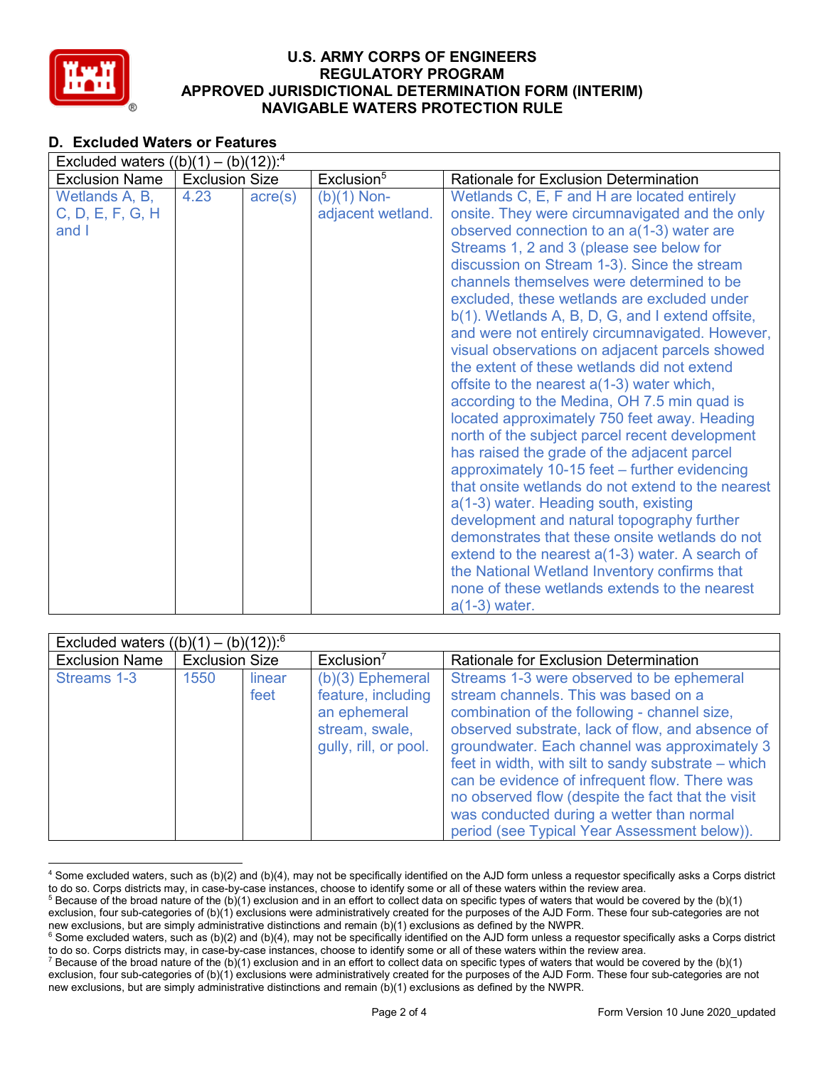## D. Excluded Waters or Features

| Excluded waters ((b)(1) – (b)(12)):[4] | | | | |
|---|---|---|---|---|
| Exclusion Name | Exclusion Size | | Exclusion[5] | Rationale for Exclusion Determination |
| Wetlands A, B, C, D, E, F, G, H and I | 4.23 | acre(s) | (b)(1) Non-adjacent wetland. | Wetlands C, E, F and H are located entirely onsite. They were circumnavigated and the only observed connection to an a(1-3) water are Streams 1, 2 and 3 (please see below for discussion on Stream 1-3). Since the stream channels themselves were determined to be excluded, these wetlands are excluded under b(1). Wetlands A, B, D, G, and I extend offsite, and were not entirely circumnavigated. However, visual observations on adjacent parcels showed the extent of these wetlands did not extend offsite to the nearest a(1-3) water which, according to the Medina, OH 7.5 min quad is located approximately 750 feet away. Heading north of the subject parcel recent development has raised the grade of the adjacent parcel approximately 10-15 feet – further evidencing that onsite wetlands do not extend to the nearest a(1-3) water. Heading south, existing development and natural topography further demonstrates that these onsite wetlands do not extend to the nearest a(1-3) water. A search of the National Wetland Inventory confirms that none of these wetlands extends to the nearest a(1-3) water. |

| Excluded waters ((b)(1) – (b)(12)):[6] | | | | |
|---|---|---|---|---|
| Exclusion Name | Exclusion Size | | Exclusion[7] | Rationale for Exclusion Determination |
| Streams 1-3 | 1550 | linear feet | (b)(3) Ephemeral feature, including an ephemeral stream, swale, gully, rill, or pool. | Streams 1-3 were observed to be ephemeral stream channels. This was based on a combination of the following - channel size, observed substrate, lack of flow, and absence of groundwater. Each channel was approximately 3 feet in width, with silt to sandy substrate – which can be evidence of infrequent flow. There was no observed flow (despite the fact that the visit was conducted during a wetter than normal period (see Typical Year Assessment below)). |

[4] Some excluded waters, such as (b)(2) and (b)(4), may not be specifically identified on the AJD form unless a requestor specifically asks a Corps district to do so. Corps districts may, in case-by-case instances, choose to identify some or all of these waters within the review area.

[5] Because of the broad nature of the (b)(1) exclusion and in an effort to collect data on specific types of waters that would be covered by the (b)(1) exclusion, four sub-categories of (b)(1) exclusions were administratively created for the purposes of the AJD Form. These four sub-categories are not new exclusions, but are simply administrative distinctions and remain (b)(1) exclusions as defined by the NWPR.

[6] Some excluded waters, such as (b)(2) and (b)(4), may not be specifically identified on the AJD form unless a requestor specifically asks a Corps district to do so. Corps districts may, in case-by-case instances, choose to identify some or all of these waters within the review area.

[7] Because of the broad nature of the (b)(1) exclusion and in an effort to collect data on specific types of waters that would be covered by the (b)(1) exclusion, four sub-categories of (b)(1) exclusions were administratively created for the purposes of the AJD Form. These four sub-categories are not new exclusions, but are simply administrative distinctions and remain (b)(1) exclusions as defined by the NWPR.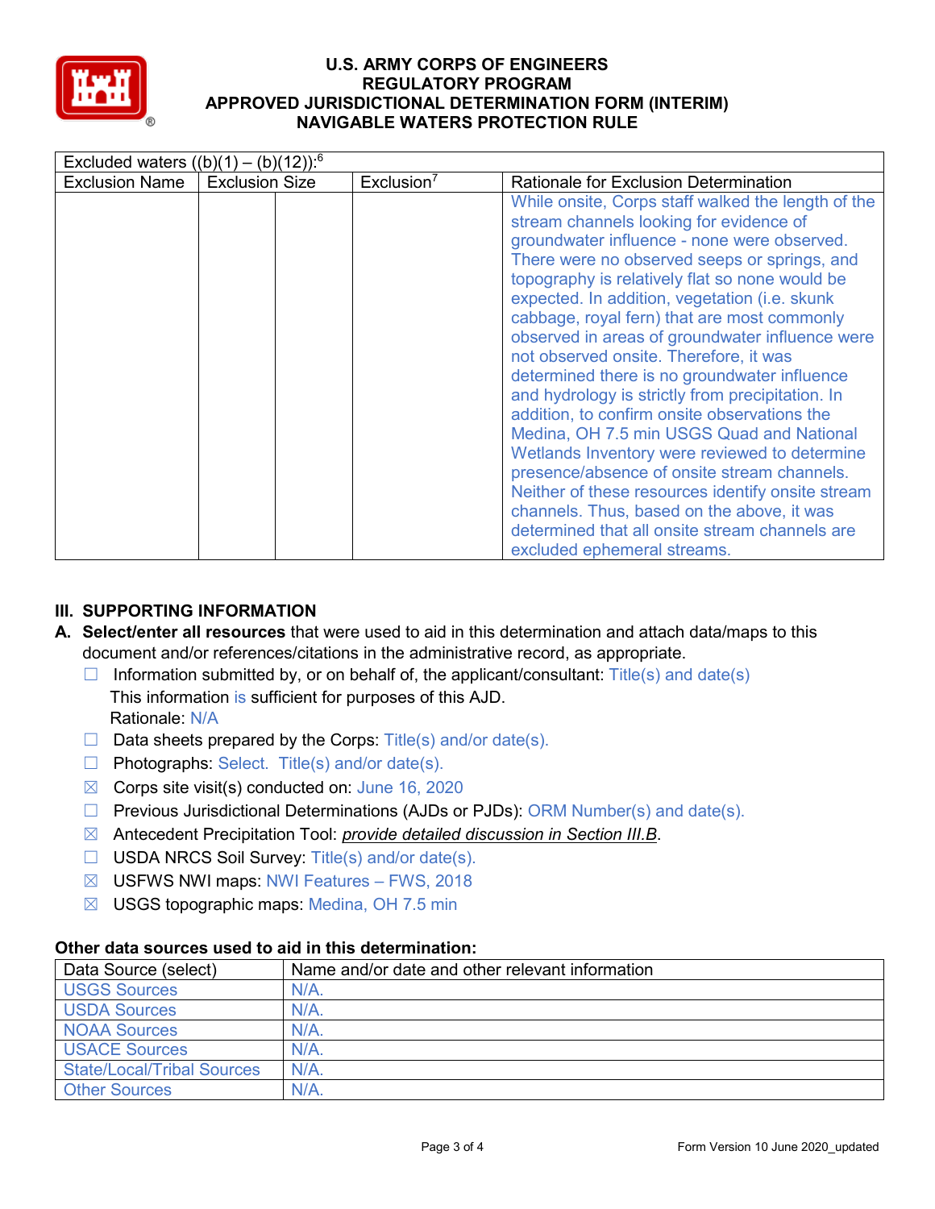| Excluded waters ((b)(1) – (b)(12)):[6] | | | | |
|---|---|---|---|---|
| Exclusion Name | Exclusion Size | | Exclusion[7] | Rationale for Exclusion Determination |
| | | | | While onsite, Corps staff walked the length of the stream channels looking for evidence of groundwater influence - none were observed. There were no observed seeps or springs, and topography is relatively flat so none would be expected. In addition, vegetation (i.e. skunk cabbage, royal fern) that are most commonly observed in areas of groundwater influence were not observed onsite. Therefore, it was determined there is no groundwater influence and hydrology is strictly from precipitation. In addition, to confirm onsite observations the Medina, OH 7.5 min USGS Quad and National Wetlands Inventory were reviewed to determine presence/absence of onsite stream channels. Neither of these resources identify onsite stream channels. Thus, based on the above, it was determined that all onsite stream channels are excluded ephemeral streams. |

## III. SUPPORTING INFORMATION

**A. Select/enter all resources** that were used to aid in this determination and attach data/maps to this document and/or references/citations in the administrative record, as appropriate.

- ☐ Information submitted by, or on behalf of, the applicant/consultant: Title(s) and date(s)
  This information is sufficient for purposes of this AJD.
  Rationale: N/A
- ☐ Data sheets prepared by the Corps: Title(s) and/or date(s).
- ☐ Photographs: Select. Title(s) and/or date(s).
- ☒ Corps site visit(s) conducted on: June 16, 2020
- ☐ Previous Jurisdictional Determinations (AJDs or PJDs): ORM Number(s) and date(s).
- ☒ Antecedent Precipitation Tool: *provide detailed discussion in Section III.B*.
- ☐ USDA NRCS Soil Survey: Title(s) and/or date(s).
- ☒ USFWS NWI maps: NWI Features – FWS, 2018
- ☒ USGS topographic maps: Medina, OH 7.5 min

**Other data sources used to aid in this determination:**

| Data Source (select) | Name and/or date and other relevant information |
|---|---|
| USGS Sources | N/A. |
| USDA Sources | N/A. |
| NOAA Sources | N/A. |
| USACE Sources | N/A. |
| State/Local/Tribal Sources | N/A. |
| Other Sources | N/A. |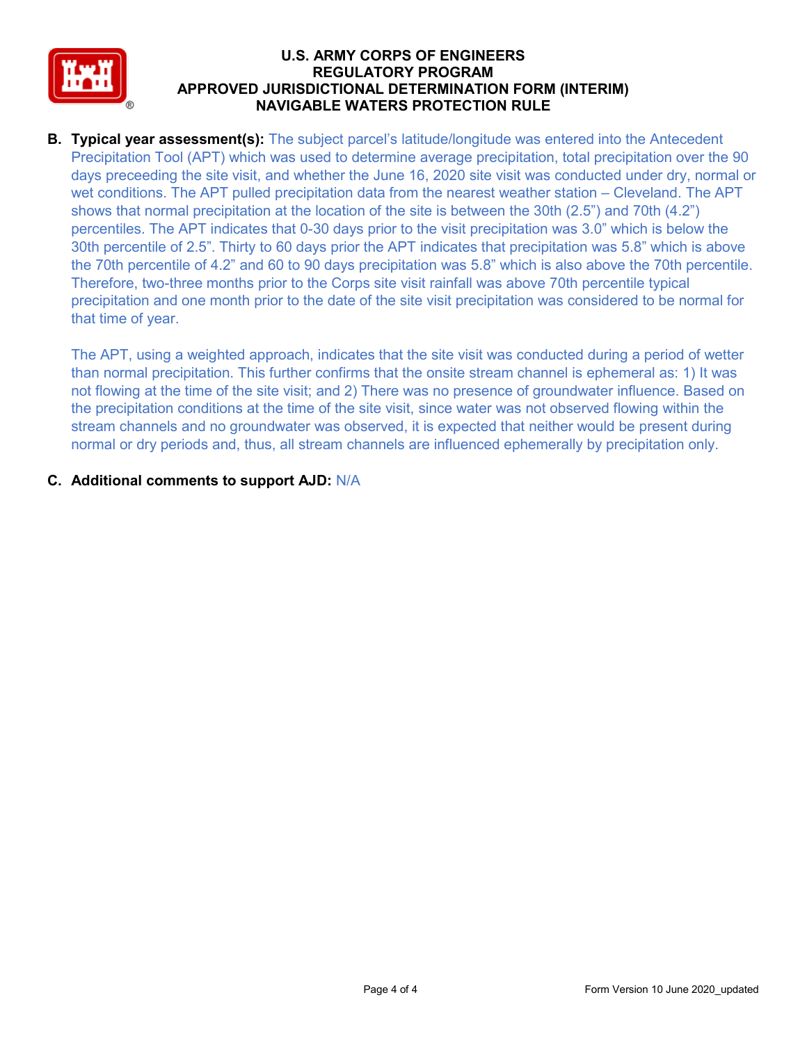**B. Typical year assessment(s):** The subject parcel's latitude/longitude was entered into the Antecedent Precipitation Tool (APT) which was used to determine average precipitation, total precipitation over the 90 days preceeding the site visit, and whether the June 16, 2020 site visit was conducted under dry, normal or wet conditions. The APT pulled precipitation data from the nearest weather station – Cleveland. The APT shows that normal precipitation at the location of the site is between the 30th (2.5") and 70th (4.2") percentiles. The APT indicates that 0-30 days prior to the visit precipitation was 3.0" which is below the 30th percentile of 2.5". Thirty to 60 days prior the APT indicates that precipitation was 5.8" which is above the 70th percentile of 4.2" and 60 to 90 days precipitation was 5.8" which is also above the 70th percentile. Therefore, two-three months prior to the Corps site visit rainfall was above 70th percentile typical precipitation and one month prior to the date of the site visit precipitation was considered to be normal for that time of year.

The APT, using a weighted approach, indicates that the site visit was conducted during a period of wetter than normal precipitation. This further confirms that the onsite stream channel is ephemeral as: 1) It was not flowing at the time of the site visit; and 2) There was no presence of groundwater influence. Based on the precipitation conditions at the time of the site visit, since water was not observed flowing within the stream channels and no groundwater was observed, it is expected that neither would be present during normal or dry periods and, thus, all stream channels are influenced ephemerally by precipitation only.

**C. Additional comments to support AJD:** N/A